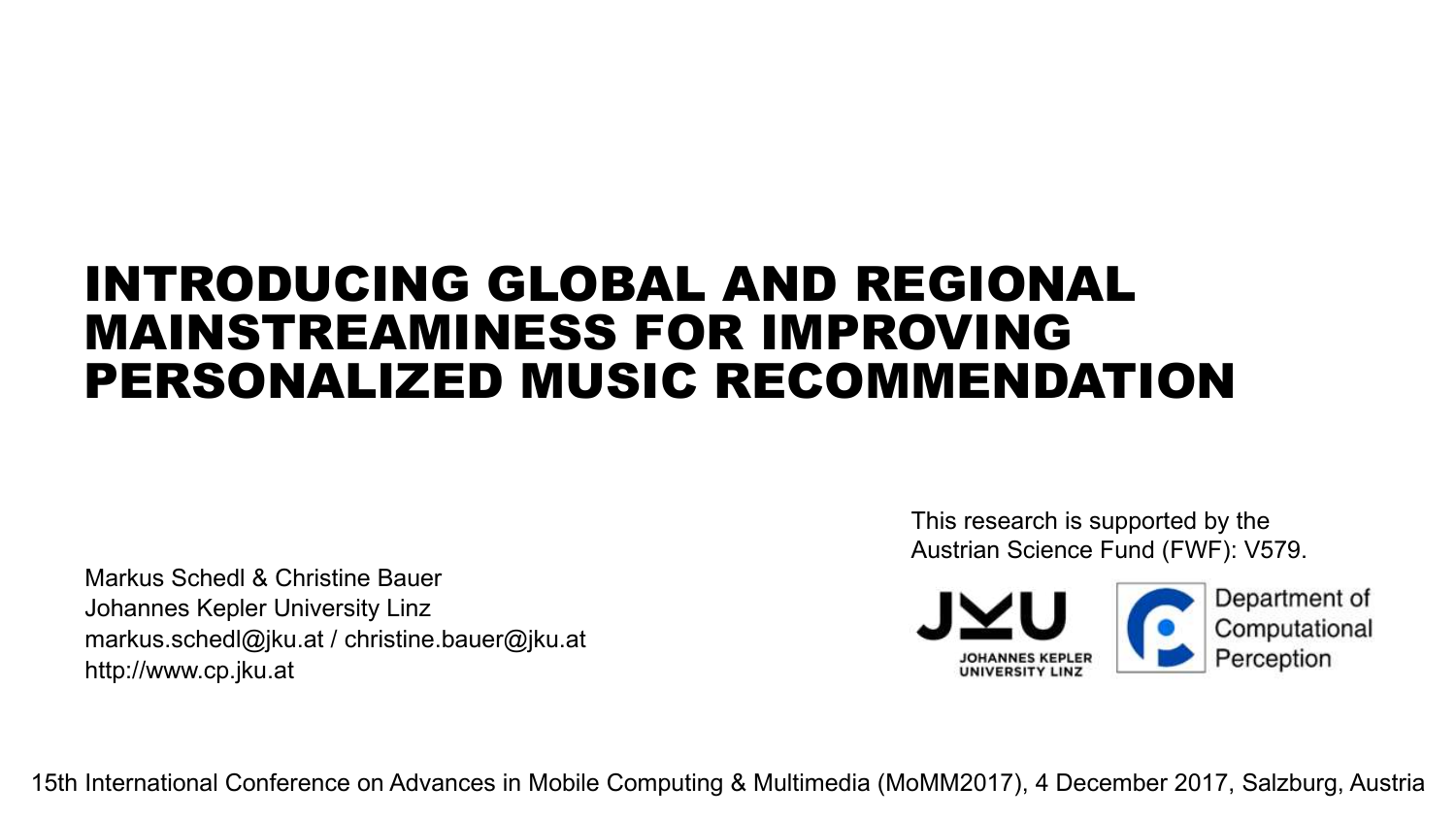# INTRODUCING GLOBAL AND REGIONAL MAINSTREAMINESS FOR IMPROVING PERSONALIZED MUSIC RECOMMENDATION

Markus Schedl & Christine Bauer
Johannes Kepler University Linz
markus.schedl@jku.at / christine.bauer@jku.at
http://www.cp.jku.at

This research is supported by the Austrian Science Fund (FWF): V579.

JOHANNES KEPLER UNIVERSITY LINZ

Department of Computational Perception

15th International Conference on Advances in Mobile Computing & Multimedia (MoMM2017), 4 December 2017, Salzburg, Austria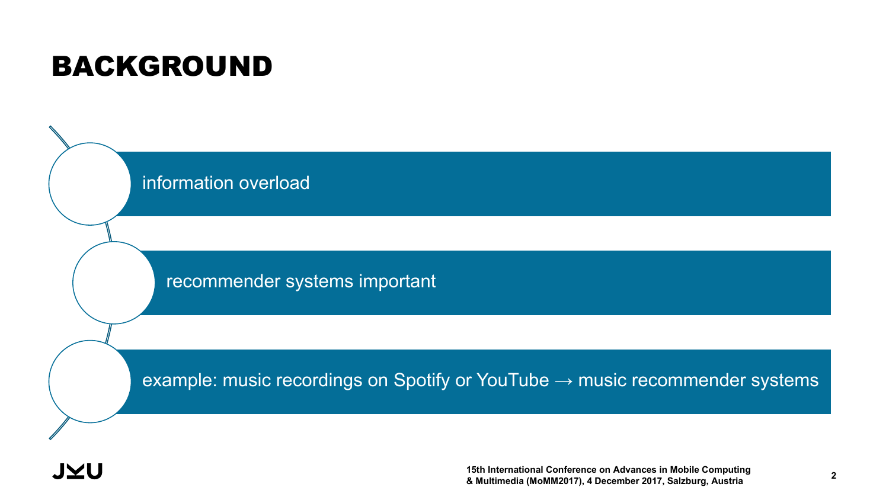# BACKGROUND

- information overload
- recommender systems important
- example: music recordings on Spotify or YouTube → music recommender systems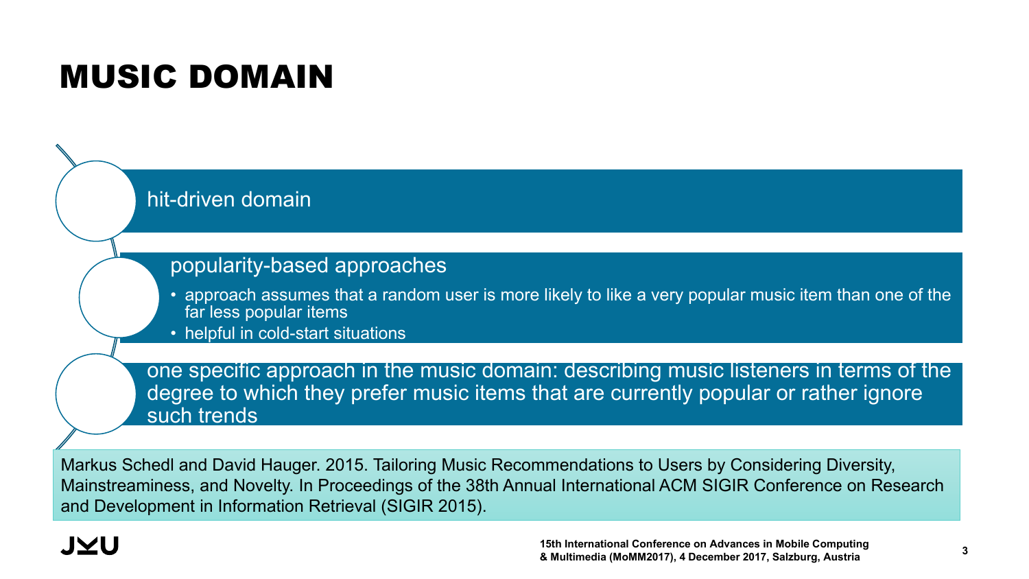# MUSIC DOMAIN

- hit-driven domain
- popularity-based approaches
  - approach assumes that a random user is more likely to like a very popular music item than one of the far less popular items
  - helpful in cold-start situations
- one specific approach in the music domain: describing music listeners in terms of the degree to which they prefer music items that are currently popular or rather ignore such trends

Markus Schedl and David Hauger. 2015. Tailoring Music Recommendations to Users by Considering Diversity, Mainstreaminess, and Novelty. In Proceedings of the 38th Annual International ACM SIGIR Conference on Research and Development in Information Retrieval (SIGIR 2015).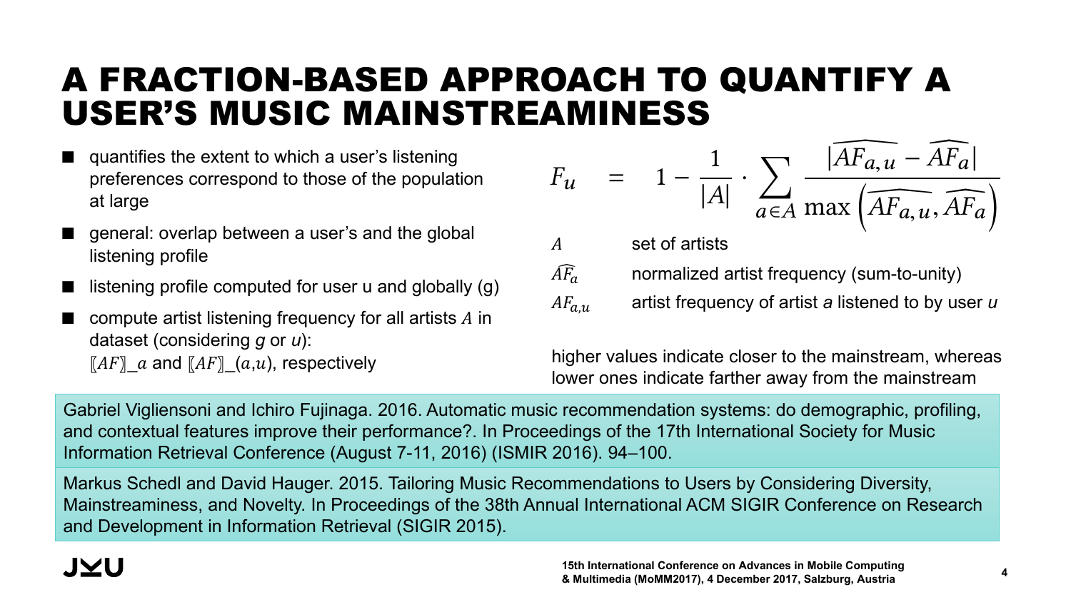# A FRACTION-BASED APPROACH TO QUANTIFY A USER'S MUSIC MAINSTREAMINESS

- quantifies the extent to which a user's listening preferences correspond to those of the population at large
- general: overlap between a user's and the global listening profile
- listening profile computed for user u and globally (g)
- compute artist listening frequency for all artists $A$ in dataset (considering *g* or *u*): ⟦$AF$⟧_$a$ and ⟦$AF$⟧_($a$,$u$), respectively

$$F_u = 1 - \frac{1}{|A|} \cdot \sum_{a \in A} \frac{|\widehat{AF_{a,u}} - \widehat{AF_a}|}{\max\left(\widehat{AF_{a,u}}, \widehat{AF_a}\right)}$$

| | |
|---|---|
| $A$ | set of artists |
| $\widehat{AF_a}$ | normalized artist frequency (sum-to-unity) |
| $AF_{a,u}$ | artist frequency of artist *a* listened to by user *u* |

higher values indicate closer to the mainstream, whereas lower ones indicate farther away from the mainstream

Gabriel Vigliensoni and Ichiro Fujinaga. 2016. Automatic music recommendation systems: do demographic, profiling, and contextual features improve their performance?. In Proceedings of the 17th International Society for Music Information Retrieval Conference (August 7-11, 2016) (ISMIR 2016). 94–100.

Markus Schedl and David Hauger. 2015. Tailoring Music Recommendations to Users by Considering Diversity, Mainstreaminess, and Novelty. In Proceedings of the 38th Annual International ACM SIGIR Conference on Research and Development in Information Retrieval (SIGIR 2015).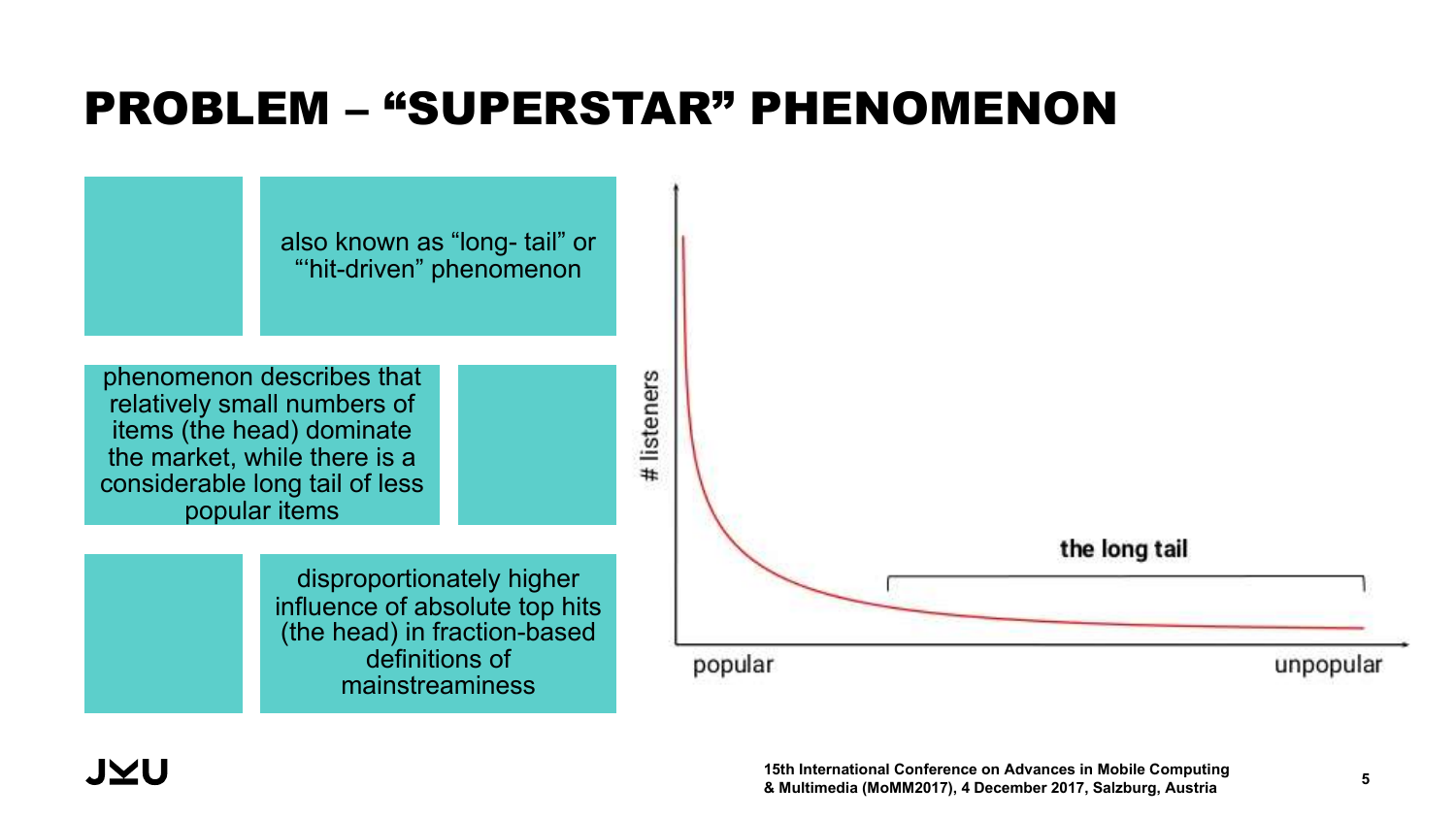# PROBLEM – "SUPERSTAR" PHENOMENON

also known as "long- tail" or "'hit-driven" phenomenon

phenomenon describes that relatively small numbers of items (the head) dominate the market, while there is a considerable long tail of less popular items

disproportionately higher influence of absolute top hits (the head) in fraction-based definitions of mainstreaminess

# listeners

the long tail

popular

unpopular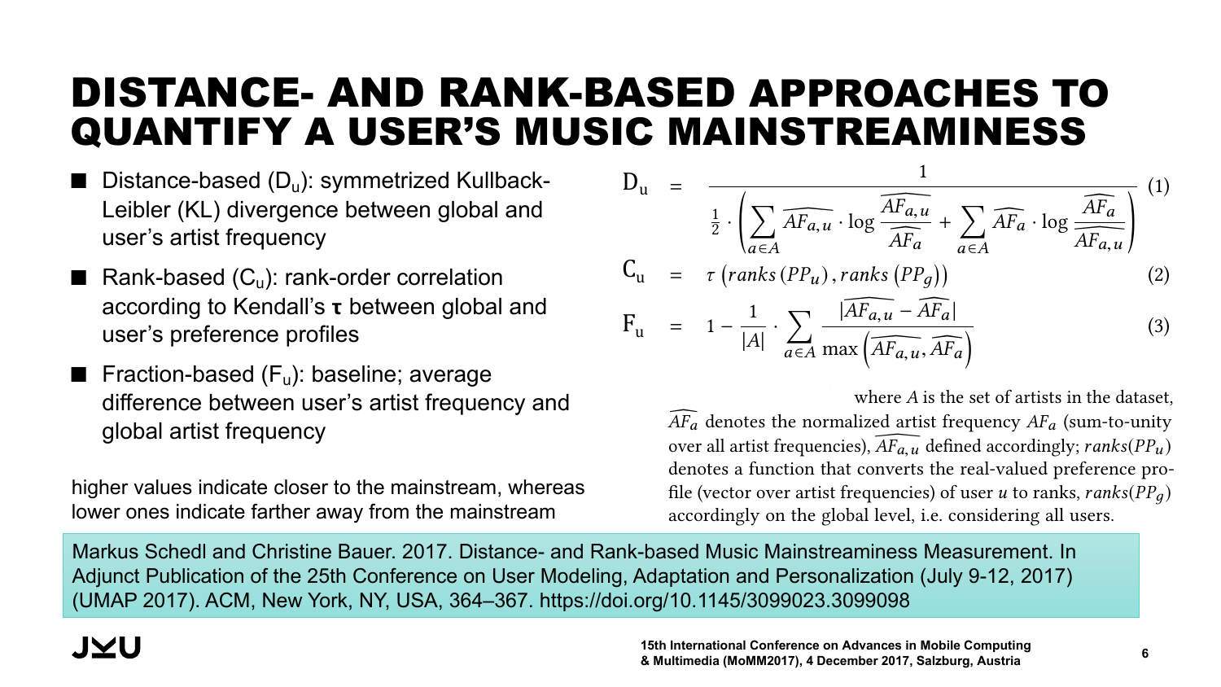# DISTANCE- AND RANK-BASED APPROACHES TO QUANTIFY A USER'S MUSIC MAINSTREAMINESS

- Distance-based ($D_u$): symmetrized Kullback-Leibler (KL) divergence between global and user's artist frequency
- Rank-based ($C_u$): rank-order correlation according to Kendall's **τ** between global and user's preference profiles
- Fraction-based ($F_u$): baseline; average difference between user's artist frequency and global artist frequency

higher values indicate closer to the mainstream, whereas lower ones indicate farther away from the mainstream

$$D_u = \frac{1}{\frac{1}{2} \cdot \left( \sum_{a \in A} \widehat{AF_{a,u}} \cdot \log \frac{\widehat{AF_{a,u}}}{\widehat{AF_a}} + \sum_{a \in A} \widehat{AF_a} \cdot \log \frac{\widehat{AF_a}}{\widehat{AF_{a,u}}} \right)} \quad (1)$$

$$C_u = \tau \left( ranks\left(PP_u\right), ranks\left(PP_g\right) \right) \quad (2)$$

$$F_u = 1 - \frac{1}{|A|} \cdot \sum_{a \in A} \frac{|\widehat{AF_{a,u}} - \widehat{AF_a}|}{\max\left(\widehat{AF_{a,u}}, \widehat{AF_a}\right)} \quad (3)$$

where $A$ is the set of artists in the dataset, $\widehat{AF_a}$ denotes the normalized artist frequency $AF_a$ (sum-to-unity over all artist frequencies), $\widehat{AF_{a,u}}$ defined accordingly; $ranks(PP_u)$ denotes a function that converts the real-valued preference profile (vector over artist frequencies) of user $u$ to ranks, $ranks(PP_g)$ accordingly on the global level, i.e. considering all users.

Markus Schedl and Christine Bauer. 2017. Distance- and Rank-based Music Mainstreaminess Measurement. In Adjunct Publication of the 25th Conference on User Modeling, Adaptation and Personalization (July 9-12, 2017) (UMAP 2017). ACM, New York, NY, USA, 364–367. https://doi.org/10.1145/3099023.3099098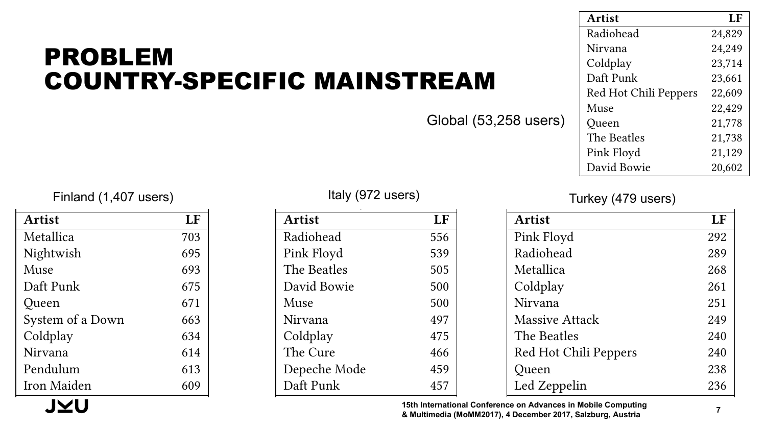# PROBLEM
# COUNTRY-SPECIFIC MAINSTREAM

Global (53,258 users)

| Artist | LF |
|---|---|
| Radiohead | 24,829 |
| Nirvana | 24,249 |
| Coldplay | 23,714 |
| Daft Punk | 23,661 |
| Red Hot Chili Peppers | 22,609 |
| Muse | 22,429 |
| Queen | 21,778 |
| The Beatles | 21,738 |
| Pink Floyd | 21,129 |
| David Bowie | 20,602 |

Finland (1,407 users)

| Artist | LF |
|---|---|
| Metallica | 703 |
| Nightwish | 695 |
| Muse | 693 |
| Daft Punk | 675 |
| Queen | 671 |
| System of a Down | 663 |
| Coldplay | 634 |
| Nirvana | 614 |
| Pendulum | 613 |
| Iron Maiden | 609 |

Italy (972 users)

| Artist | LF |
|---|---|
| Radiohead | 556 |
| Pink Floyd | 539 |
| The Beatles | 505 |
| David Bowie | 500 |
| Muse | 500 |
| Nirvana | 497 |
| Coldplay | 475 |
| The Cure | 466 |
| Depeche Mode | 459 |
| Daft Punk | 457 |

Turkey (479 users)

| Artist | LF |
|---|---|
| Pink Floyd | 292 |
| Radiohead | 289 |
| Metallica | 268 |
| Coldplay | 261 |
| Nirvana | 251 |
| Massive Attack | 249 |
| The Beatles | 240 |
| Red Hot Chili Peppers | 240 |
| Queen | 238 |
| Led Zeppelin | 236 |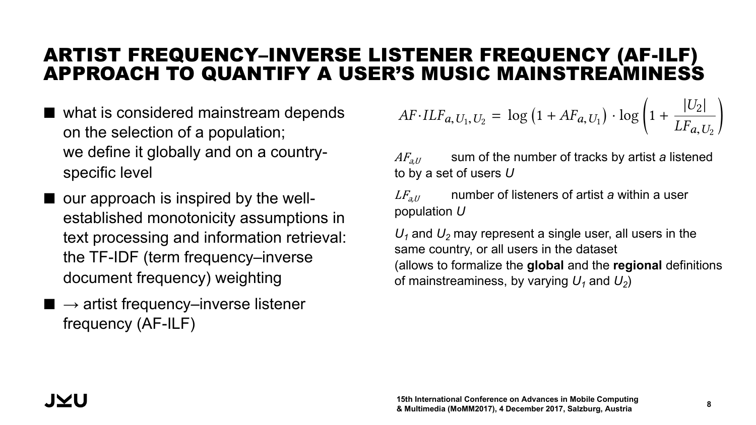# ARTIST FREQUENCY–INVERSE LISTENER FREQUENCY (AF-ILF) APPROACH TO QUANTIFY A USER'S MUSIC MAINSTREAMINESS

- what is considered mainstream depends on the selection of a population; we define it globally and on a country-specific level
- our approach is inspired by the well-established monotonicity assumptions in text processing and information retrieval: the TF-IDF (term frequency–inverse document frequency) weighting
- → artist frequency–inverse listener frequency (AF-ILF)

$$AF \cdot ILF_{a,U_1,U_2} = \log\left(1 + AF_{a,U_1}\right) \cdot \log\left(1 + \frac{|U_2|}{LF_{a,U_2}}\right)$$

$AF_{a,U}$ sum of the number of tracks by artist *a* listened to by a set of users *U*

$LF_{a,U}$ number of listeners of artist *a* within a user population *U*

$U_1$ and $U_2$ may represent a single user, all users in the same country, or all users in the dataset (allows to formalize the **global** and the **regional** definitions of mainstreaminess, by varying $U_1$ and $U_2$)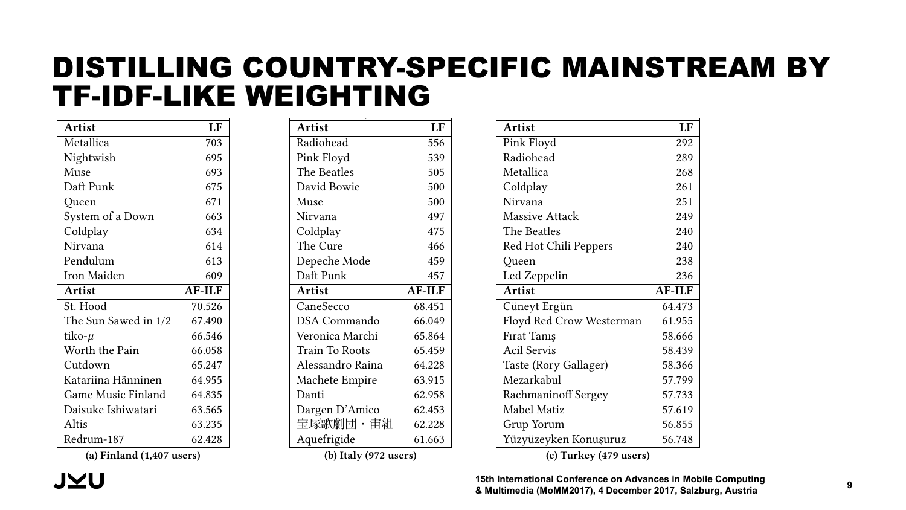# DISTILLING COUNTRY-SPECIFIC MAINSTREAM BY TF-IDF-LIKE WEIGHTING

| Artist | LF |
|---|---|
| Metallica | 703 |
| Nightwish | 695 |
| Muse | 693 |
| Daft Punk | 675 |
| Queen | 671 |
| System of a Down | 663 |
| Coldplay | 634 |
| Nirvana | 614 |
| Pendulum | 613 |
| Iron Maiden | 609 |
| **Artist** | **AF-ILF** |
| St. Hood | 70.526 |
| The Sun Sawed in 1/2 | 67.490 |
| tiko-$\mu$ | 66.546 |
| Worth the Pain | 66.058 |
| Cutdown | 65.247 |
| Katariina Hänninen | 64.955 |
| Game Music Finland | 64.835 |
| Daisuke Ishiwatari | 63.565 |
| Altis | 63.235 |
| Redrum-187 | 62.428 |

**(a) Finland (1,407 users)**

| Artist | LF |
|---|---|
| Radiohead | 556 |
| Pink Floyd | 539 |
| The Beatles | 505 |
| David Bowie | 500 |
| Muse | 500 |
| Nirvana | 497 |
| Coldplay | 475 |
| The Cure | 466 |
| Depeche Mode | 459 |
| Daft Punk | 457 |
| **Artist** | **AF-ILF** |
| CaneSecco | 68.451 |
| DSA Commando | 66.049 |
| Veronica Marchi | 65.864 |
| Train To Roots | 65.459 |
| Alessandro Raina | 64.228 |
| Machete Empire | 63.915 |
| Danti | 62.958 |
| Dargen D'Amico | 62.453 |
| 宝塚歌劇団・宙組 | 62.228 |
| Aquefrigide | 61.663 |

**(b) Italy (972 users)**

| Artist | LF |
|---|---|
| Pink Floyd | 292 |
| Radiohead | 289 |
| Metallica | 268 |
| Coldplay | 261 |
| Nirvana | 251 |
| Massive Attack | 249 |
| The Beatles | 240 |
| Red Hot Chili Peppers | 240 |
| Queen | 238 |
| Led Zeppelin | 236 |
| **Artist** | **AF-ILF** |
| Cüneyt Ergün | 64.473 |
| Floyd Red Crow Westerman | 61.955 |
| Fırat Tanış | 58.666 |
| Acil Servis | 58.439 |
| Taste (Rory Gallager) | 58.366 |
| Mezarkabul | 57.799 |
| Rachmaninoff Sergey | 57.733 |
| Mabel Matiz | 57.619 |
| Grup Yorum | 56.855 |
| Yüzyüzeyken Konuşuruz | 56.748 |

**(c) Turkey (479 users)**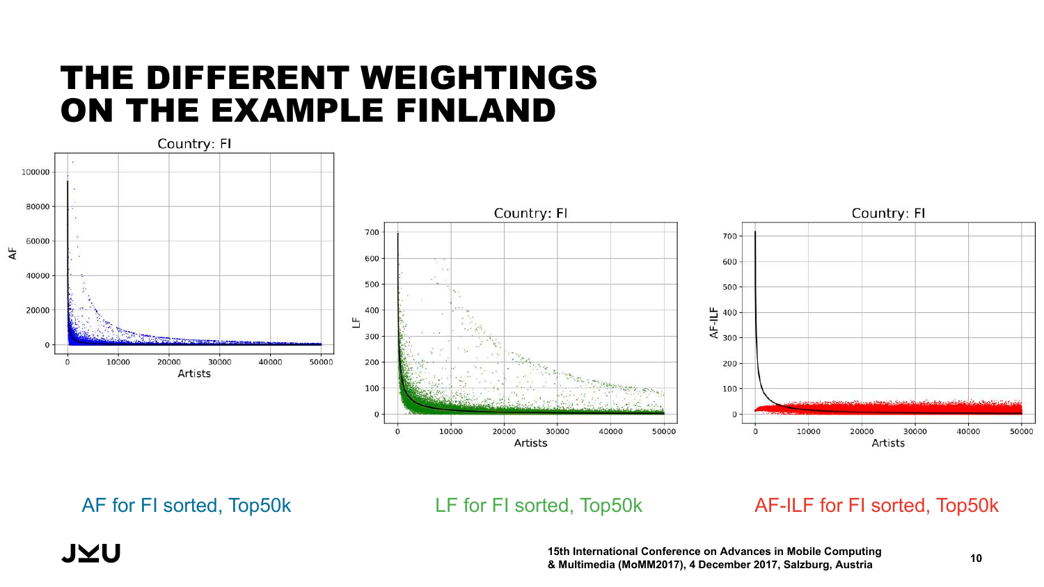# THE DIFFERENT WEIGHTINGS ON THE EXAMPLE FINLAND

AF for FI sorted, Top50k

LF for FI sorted, Top50k

AF-ILF for FI sorted, Top50k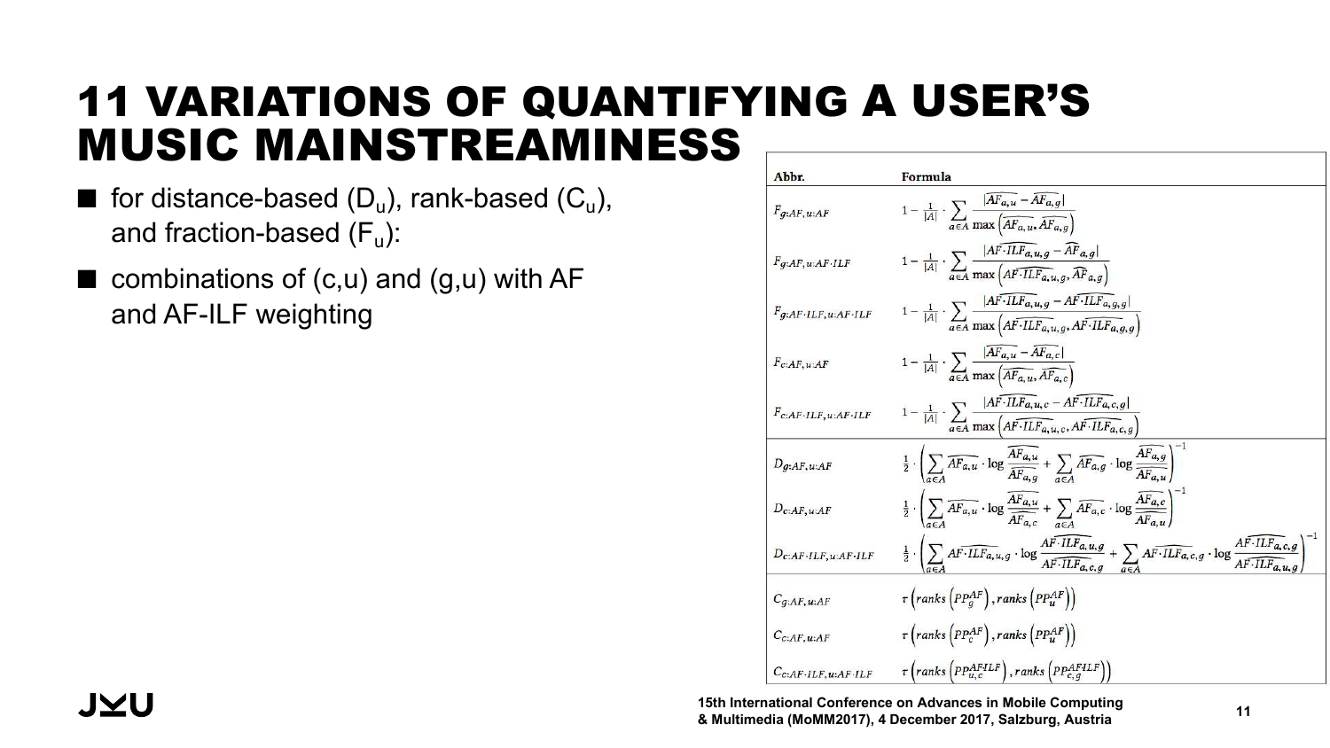# 11 VARIATIONS OF QUANTIFYING A USER'S MUSIC MAINSTREAMINESS

- for distance-based ($D_u$), rank-based ($C_u$), and fraction-based ($F_u$):
- combinations of (c,u) and (g,u) with AF and AF-ILF weighting

| Abbr. | Formula |
|---|---|
| $F_{g:AF,u:AF}$ | $1-\frac{1}{\lvert A\rvert}\cdot\sum_{a\in A}\frac{\lvert\widehat{AF}_{a,u}-\widehat{AF}_{a,g}\rvert}{\max\left(\widehat{AF}_{a,u},\widehat{AF}_{a,g}\right)}$ |
| $F_{g:AF,u:AF\cdot ILF}$ | $1-\frac{1}{\lvert A\rvert}\cdot\sum_{a\in A}\frac{\lvert\widehat{AF\cdot ILF}_{a,u,g}-\widehat{AF}_{a,g}\rvert}{\max\left(\widehat{AF\cdot ILF}_{a,u,g},\widehat{AF}_{a,g}\right)}$ |
| $F_{g:AF\cdot ILF,u:AF\cdot ILF}$ | $1-\frac{1}{\lvert A\rvert}\cdot\sum_{a\in A}\frac{\lvert\widehat{AF\cdot ILF}_{a,u,g}-\widehat{AF\cdot ILF}_{a,g,g}\rvert}{\max\left(\widehat{AF\cdot ILF}_{a,u,g},\widehat{AF\cdot ILF}_{a,g,g}\right)}$ |
| $F_{c:AF,u:AF}$ | $1-\frac{1}{\lvert A\rvert}\cdot\sum_{a\in A}\frac{\lvert\widehat{AF}_{a,u}-\widehat{AF}_{a,c}\rvert}{\max\left(\widehat{AF}_{a,u},\widehat{AF}_{a,c}\right)}$ |
| $F_{c:AF\cdot ILF,u:AF\cdot ILF}$ | $1-\frac{1}{\lvert A\rvert}\cdot\sum_{a\in A}\frac{\lvert\widehat{AF\cdot ILF}_{a,u,c}-\widehat{AF\cdot ILF}_{a,c,g}\rvert}{\max\left(\widehat{AF\cdot ILF}_{a,u,c},\widehat{AF\cdot ILF}_{a,c,g}\right)}$ |
| $D_{g:AF,u:AF}$ | $\frac{1}{2}\cdot\left(\sum_{a\in A}\widehat{AF}_{a,u}\cdot\log\frac{\widehat{AF}_{a,u}}{\widehat{AF}_{a,g}}+\sum_{a\in A}\widehat{AF}_{a,g}\cdot\log\frac{\widehat{AF}_{a,g}}{\widehat{AF}_{a,u}}\right)^{-1}$ |
| $D_{c:AF,u:AF}$ | $\frac{1}{2}\cdot\left(\sum_{a\in A}\widehat{AF}_{a,u}\cdot\log\frac{\widehat{AF}_{a,u}}{\widehat{AF}_{a,c}}+\sum_{a\in A}\widehat{AF}_{a,c}\cdot\log\frac{\widehat{AF}_{a,c}}{\widehat{AF}_{a,u}}\right)^{-1}$ |
| $D_{c:AF\cdot ILF,u:AF\cdot ILF}$ | $\frac{1}{2}\cdot\left(\sum_{a\in A}\widehat{AF\cdot ILF}_{a,u,g}\cdot\log\frac{\widehat{AF\cdot ILF}_{a,u,g}}{\widehat{AF\cdot ILF}_{a,c,g}}+\sum_{a\in A}\widehat{AF\cdot ILF}_{a,c,g}\cdot\log\frac{\widehat{AF\cdot ILF}_{a,c,g}}{\widehat{AF\cdot ILF}_{a,u,g}}\right)^{-1}$ |
| $C_{g:AF,u:AF}$ | $\tau\left(ranks\left(PP_g^{AF}\right),ranks\left(PP_u^{AF}\right)\right)$ |
| $C_{c:AF,u:AF}$ | $\tau\left(ranks\left(PP_c^{AF}\right),ranks\left(PP_u^{AF}\right)\right)$ |
| $C_{c:AF\cdot ILF,u:AF\cdot ILF}$ | $\tau\left(ranks\left(PP_{u,c}^{AF\cdot ILF}\right),ranks\left(PP_{c,g}^{AF\cdot ILF}\right)\right)$ |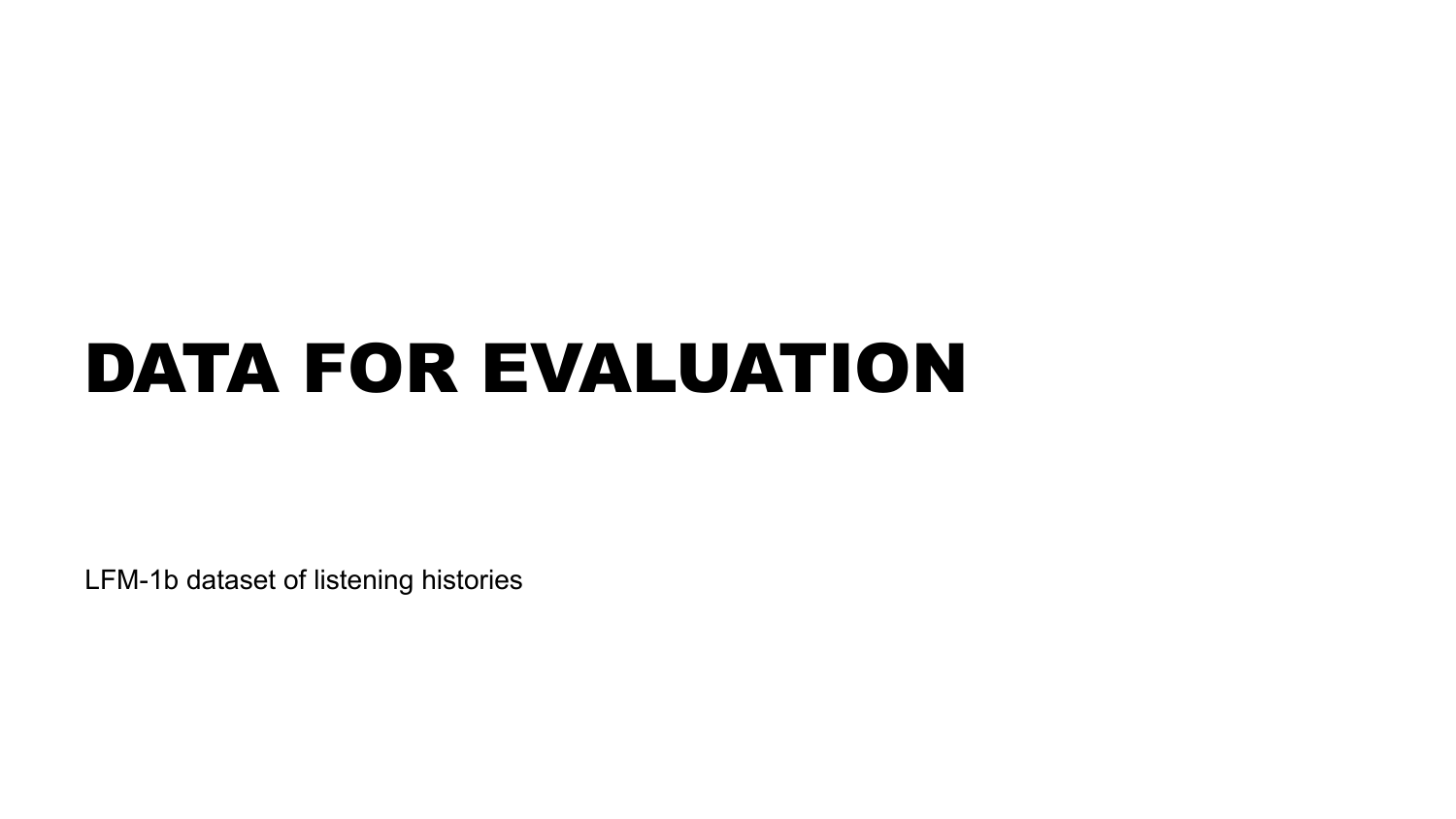# DATA FOR EVALUATION

LFM-1b dataset of listening histories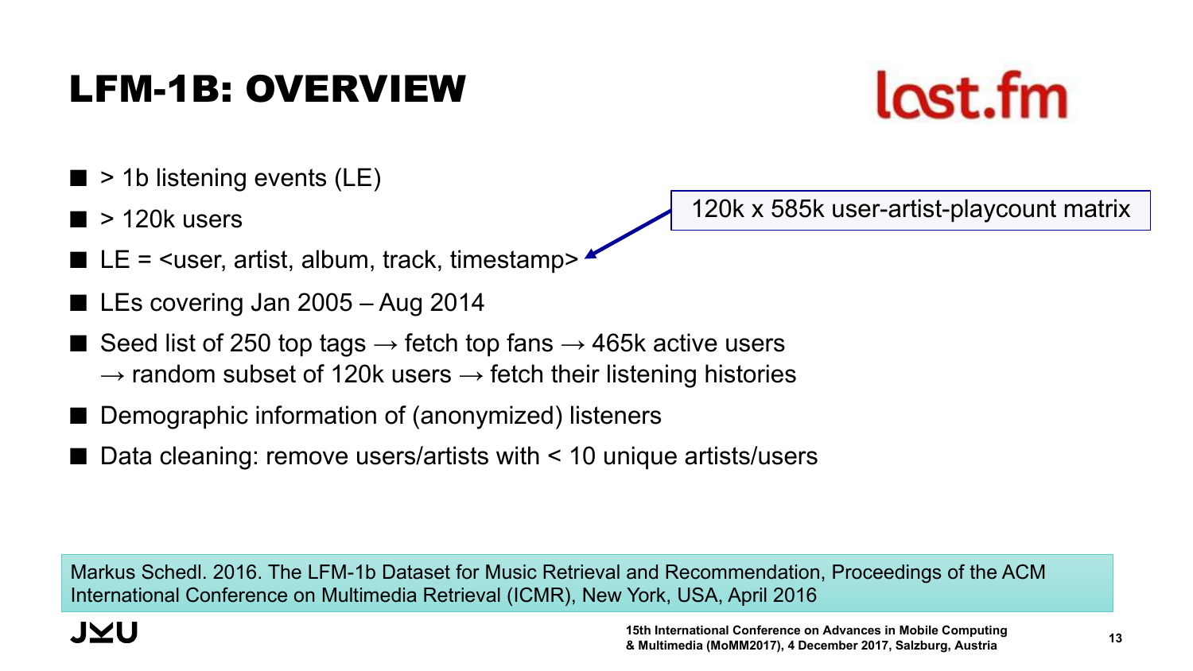# LFM-1B: OVERVIEW

last.fm

- > 1b listening events (LE)
- > 120k users
- LE = <user, artist, album, track, timestamp>
- LEs covering Jan 2005 – Aug 2014
- Seed list of 250 top tags → fetch top fans → 465k active users → random subset of 120k users → fetch their listening histories
- Demographic information of (anonymized) listeners
- Data cleaning: remove users/artists with < 10 unique artists/users

120k x 585k user-artist-playcount matrix

Markus Schedl. 2016. The LFM-1b Dataset for Music Retrieval and Recommendation, Proceedings of the ACM International Conference on Multimedia Retrieval (ICMR), New York, USA, April 2016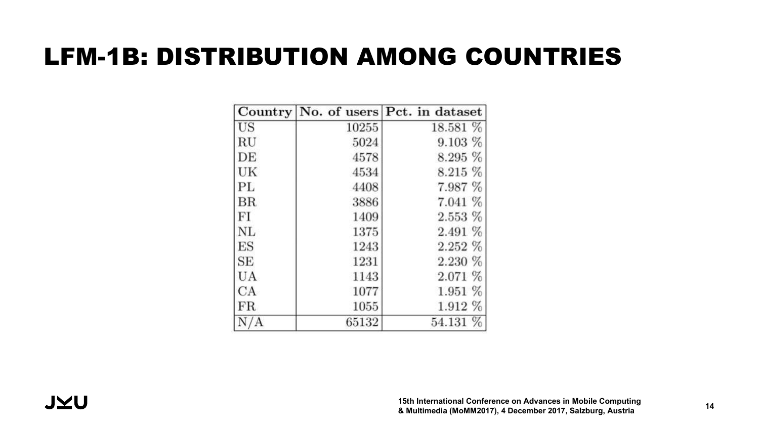# LFM-1B: DISTRIBUTION AMONG COUNTRIES

| Country | No. of users | Pct. in dataset |
|---|---|---|
| US | 10255 | 18.581 % |
| RU | 5024 | 9.103 % |
| DE | 4578 | 8.295 % |
| UK | 4534 | 8.215 % |
| PL | 4408 | 7.987 % |
| BR | 3886 | 7.041 % |
| FI | 1409 | 2.553 % |
| NL | 1375 | 2.491 % |
| ES | 1243 | 2.252 % |
| SE | 1231 | 2.230 % |
| UA | 1143 | 2.071 % |
| CA | 1077 | 1.951 % |
| FR | 1055 | 1.912 % |
| N/A | 65132 | 54.131 % |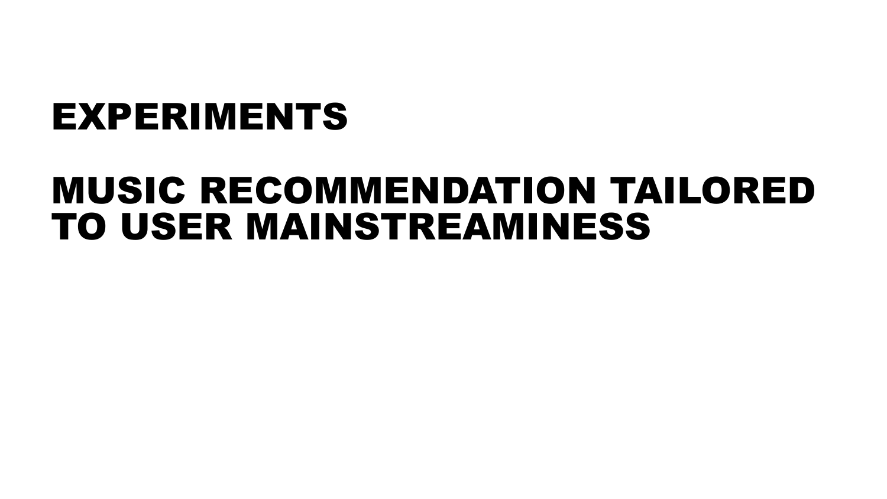# EXPERIMENTS

# MUSIC RECOMMENDATION TAILORED TO USER MAINSTREAMINESS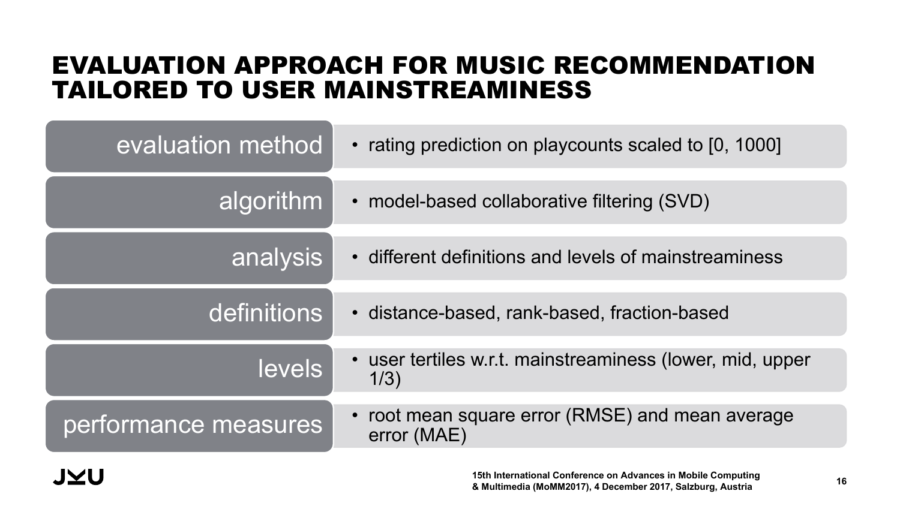# EVALUATION APPROACH FOR MUSIC RECOMMENDATION TAILORED TO USER MAINSTREAMINESS

| | |
|---|---|
| evaluation method | • rating prediction on playcounts scaled to [0, 1000] |
| algorithm | • model-based collaborative filtering (SVD) |
| analysis | • different definitions and levels of mainstreaminess |
| definitions | • distance-based, rank-based, fraction-based |
| levels | • user tertiles w.r.t. mainstreaminess (lower, mid, upper 1/3) |
| performance measures | • root mean square error (RMSE) and mean average error (MAE) |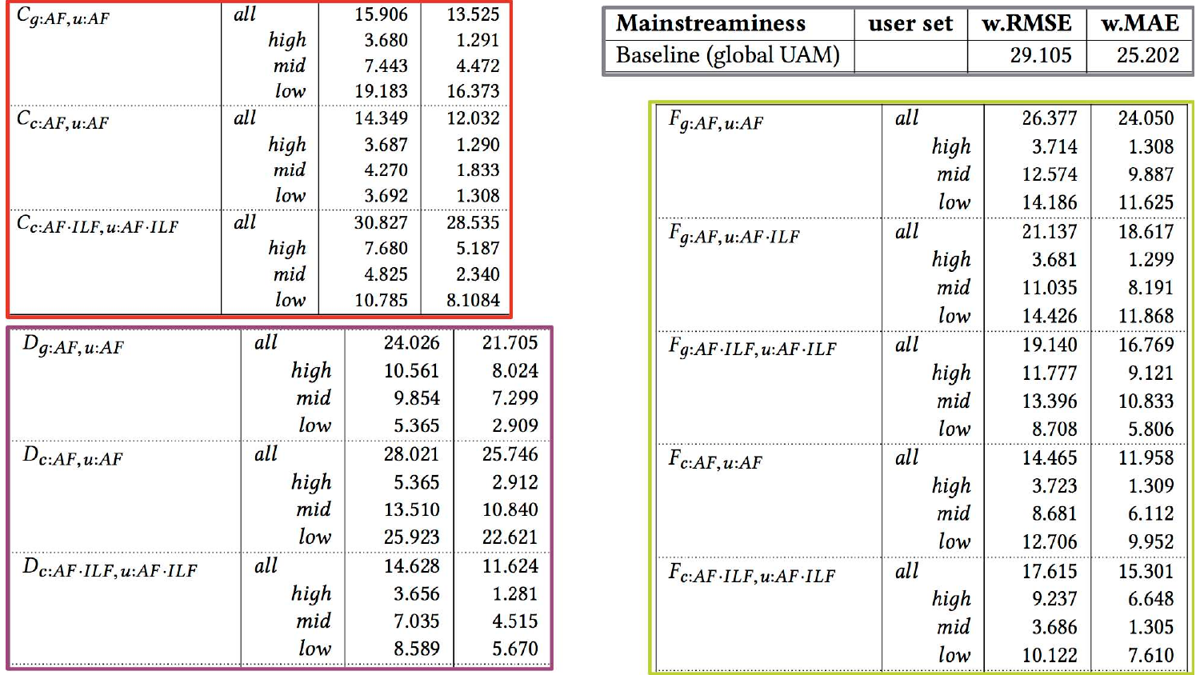| Mainstreaminess | user set | w.RMSE | w.MAE |
|---|---|---|---|
| Baseline (global UAM) | | 29.105 | 25.202 |
| $C_{g:AF,u:AF}$ | all | 15.906 | 13.525 |
| | high | 3.680 | 1.291 |
| | mid | 7.443 | 4.472 |
| | low | 19.183 | 16.373 |
| $C_{c:AF,u:AF}$ | all | 14.349 | 12.032 |
| | high | 3.687 | 1.290 |
| | mid | 4.270 | 1.833 |
| | low | 3.692 | 1.308 |
| $C_{c:AF \cdot ILF,u:AF \cdot ILF}$ | all | 30.827 | 28.535 |
| | high | 7.680 | 5.187 |
| | mid | 4.825 | 2.340 |
| | low | 10.785 | 8.1084 |
| $D_{g:AF,u:AF}$ | all | 24.026 | 21.705 |
| | high | 10.561 | 8.024 |
| | mid | 9.854 | 7.299 |
| | low | 5.365 | 2.909 |
| $D_{c:AF,u:AF}$ | all | 28.021 | 25.746 |
| | high | 5.365 | 2.912 |
| | mid | 13.510 | 10.840 |
| | low | 25.923 | 22.621 |
| $D_{c:AF \cdot ILF,u:AF \cdot ILF}$ | all | 14.628 | 11.624 |
| | high | 3.656 | 1.281 |
| | mid | 7.035 | 4.515 |
| | low | 8.589 | 5.670 |
| $F_{g:AF,u:AF}$ | all | 26.377 | 24.050 |
| | high | 3.714 | 1.308 |
| | mid | 12.574 | 9.887 |
| | low | 14.186 | 11.625 |
| $F_{g:AF,u:AF \cdot ILF}$ | all | 21.137 | 18.617 |
| | high | 3.681 | 1.299 |
| | mid | 11.035 | 8.191 |
| | low | 14.426 | 11.868 |
| $F_{g:AF \cdot ILF,u:AF \cdot ILF}$ | all | 19.140 | 16.769 |
| | high | 11.777 | 9.121 |
| | mid | 13.396 | 10.833 |
| | low | 8.708 | 5.806 |
| $F_{c:AF,u:AF}$ | all | 14.465 | 11.958 |
| | high | 3.723 | 1.309 |
| | mid | 8.681 | 6.112 |
| | low | 12.706 | 9.952 |
| $F_{c:AF \cdot ILF,u:AF \cdot ILF}$ | all | 17.615 | 15.301 |
| | high | 9.237 | 6.648 |
| | mid | 3.686 | 1.305 |
| | low | 10.122 | 7.610 |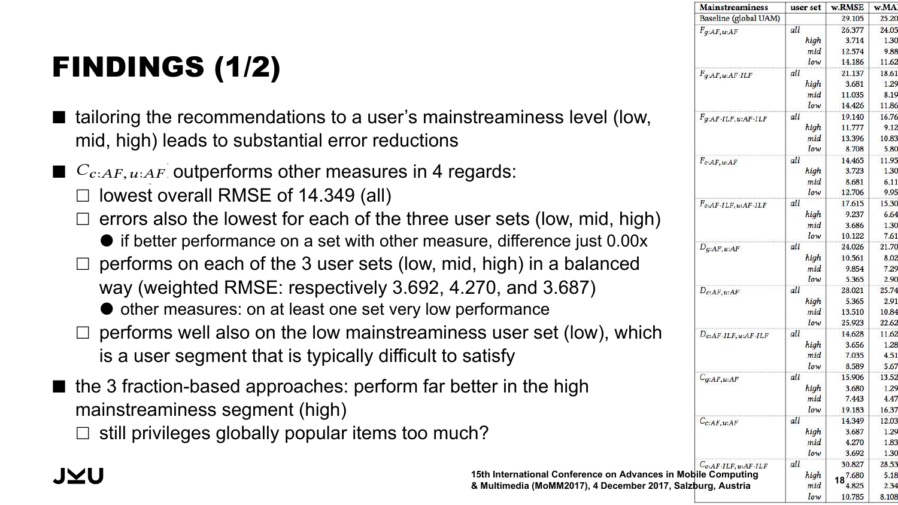# FINDINGS (1/2)

- tailoring the recommendations to a user's mainstreaminess level (low, mid, high) leads to substantial error reductions
- $C_{c:AF,u:AF}$ outperforms other measures in 4 regards:
  - lowest overall RMSE of 14.349 (all)
  - errors also the lowest for each of the three user sets (low, mid, high)
    - if better performance on a set with other measure, difference just 0.00x
  - performs on each of the 3 user sets (low, mid, high) in a balanced way (weighted RMSE: respectively 3.692, 4.270, and 3.687)
    - other measures: on at least one set very low performance
  - performs well also on the low mainstreaminess user set (low), which is a user segment that is typically difficult to satisfy
- the 3 fraction-based approaches: perform far better in the high mainstreaminess segment (high)
  - still privileges globally popular items too much?

| Mainstreaminess | user set | w.RMSE | w.MA |
|---|---|---|---|
| Baseline (global UAM) | | 29.105 | 25.20 |
| $F_{g:AF,u:AF}$ | *all* | 26.377 | 24.05 |
| | *high* | 3.714 | 1.30 |
| | *mid* | 12.574 | 9.88 |
| | *low* | 14.186 | 11.62 |
| $F_{g:AF,u:AF \cdot ILF}$ | *all* | 21.137 | 18.61 |
| | *high* | 3.681 | 1.29 |
| | *mid* | 11.035 | 8.19 |
| | *low* | 14.426 | 11.86 |
| $F_{g:AF \cdot ILF,u:AF \cdot ILF}$ | *all* | 19.140 | 16.76 |
| | *high* | 11.777 | 9.12 |
| | *mid* | 13.396 | 10.83 |
| | *low* | 8.708 | 5.80 |
| $F_{c:AF,u:AF}$ | *all* | 14.465 | 11.95 |
| | *high* | 3.723 | 1.30 |
| | *mid* | 8.681 | 6.11 |
| | *low* | 12.706 | 9.95 |
| $F_{c:AF \cdot ILF,u:AF \cdot ILF}$ | *all* | 17.615 | 15.30 |
| | *high* | 9.237 | 6.64 |
| | *mid* | 3.686 | 1.30 |
| | *low* | 10.122 | 7.61 |
| $D_{g:AF,u:AF}$ | *all* | 24.026 | 21.70 |
| | *high* | 10.561 | 8.02 |
| | *mid* | 9.854 | 7.29 |
| | *low* | 5.365 | 2.90 |
| $D_{c:AF,u:AF}$ | *all* | 28.021 | 25.74 |
| | *high* | 5.365 | 2.91 |
| | *mid* | 13.510 | 10.84 |
| | *low* | 25.923 | 22.62 |
| $D_{c:AF \cdot ILF,u:AF \cdot ILF}$ | *all* | 14.628 | 11.62 |
| | *high* | 3.656 | 1.28 |
| | *mid* | 7.035 | 4.51 |
| | *low* | 8.589 | 5.67 |
| $C_{g:AF,u:AF}$ | *all* | 15.906 | 13.52 |
| | *high* | 3.680 | 1.29 |
| | *mid* | 7.443 | 4.47 |
| | *low* | 19.183 | 16.37 |
| $C_{c:AF,u:AF}$ | *all* | 14.349 | 12.03 |
| | *high* | 3.687 | 1.29 |
| | *mid* | 4.270 | 1.83 |
| | *low* | 3.692 | 1.30 |
| $C_{c:AF \cdot ILF,u:AF \cdot ILF}$ | *all* | 30.827 | 28.53 |
| | *high* | 7.680 | 5.18 |
| | *mid* | 4.825 | 2.34 |
| | *low* | 10.785 | 8.108 |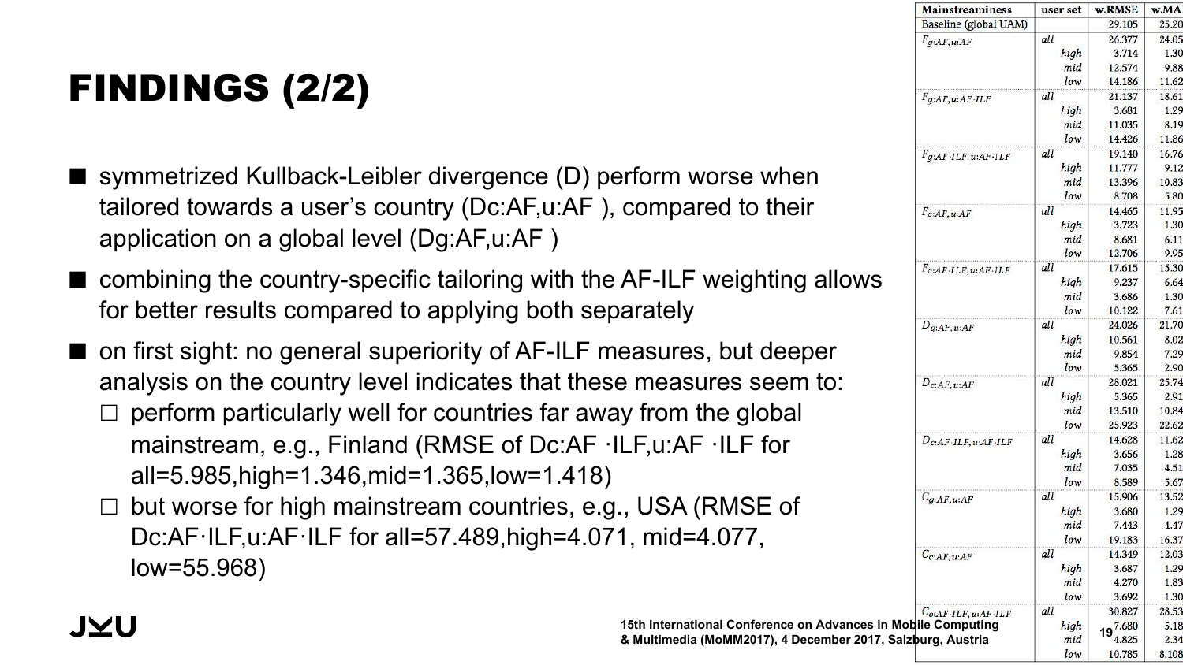# FINDINGS (2/2)

- symmetrized Kullback-Leibler divergence (D) perform worse when tailored towards a user's country (Dc:AF,u:AF ), compared to their application on a global level (Dg:AF,u:AF )
- combining the country-specific tailoring with the AF-ILF weighting allows for better results compared to applying both separately
- on first sight: no general superiority of AF-ILF measures, but deeper analysis on the country level indicates that these measures seem to:
  - perform particularly well for countries far away from the global mainstream, e.g., Finland (RMSE of Dc:AF ·ILF,u:AF ·ILF for all=5.985,high=1.346,mid=1.365,low=1.418)
  - but worse for high mainstream countries, e.g., USA (RMSE of Dc:AF·ILF,u:AF·ILF for all=57.489,high=4.071, mid=4.077, low=55.968)

| Mainstreaminess | user set | w.RMSE | w.MA |
|---|---|---|---|
| Baseline (global UAM) | | 29.105 | 25.20 |
| $F_{g:AF,u:AF}$ | all | 26.377 | 24.05 |
| | high | 3.714 | 1.30 |
| | mid | 12.574 | 9.88 |
| | low | 14.186 | 11.62 |
| $F_{g:AF,u:AF \cdot ILF}$ | all | 21.137 | 18.61 |
| | high | 3.681 | 1.29 |
| | mid | 11.035 | 8.19 |
| | low | 14.426 | 11.86 |
| $F_{g:AF \cdot ILF,u:AF \cdot ILF}$ | all | 19.140 | 16.76 |
| | high | 11.777 | 9.12 |
| | mid | 13.396 | 10.83 |
| | low | 8.708 | 5.80 |
| $F_{c:AF,u:AF}$ | all | 14.465 | 11.95 |
| | high | 3.723 | 1.30 |
| | mid | 8.681 | 6.11 |
| | low | 12.706 | 9.95 |
| $F_{c:AF \cdot ILF,u:AF \cdot ILF}$ | all | 17.615 | 15.30 |
| | high | 9.237 | 6.64 |
| | mid | 3.686 | 1.30 |
| | low | 10.122 | 7.61 |
| $D_{g:AF,u:AF}$ | all | 24.026 | 21.70 |
| | high | 10.561 | 8.02 |
| | mid | 9.854 | 7.29 |
| | low | 5.365 | 2.90 |
| $D_{c:AF,u:AF}$ | all | 28.021 | 25.74 |
| | high | 5.365 | 2.91 |
| | mid | 13.510 | 10.84 |
| | low | 25.923 | 22.62 |
| $D_{c:AF \cdot ILF,u:AF \cdot ILF}$ | all | 14.628 | 11.62 |
| | high | 3.656 | 1.28 |
| | mid | 7.035 | 4.51 |
| | low | 8.589 | 5.67 |
| $C_{g:AF,u:AF}$ | all | 15.906 | 13.52 |
| | high | 3.680 | 1.29 |
| | mid | 7.443 | 4.47 |
| | low | 19.183 | 16.37 |
| $C_{c:AF,u:AF}$ | all | 14.349 | 12.03 |
| | high | 3.687 | 1.29 |
| | mid | 4.270 | 1.83 |
| | low | 3.692 | 1.30 |
| $C_{c:AF \cdot ILF,u:AF \cdot ILF}$ | all | 30.827 | 28.53 |
| | high | 7.680 | 5.18 |
| | mid | 4.825 | 2.34 |
| | low | 10.785 | 8.108 |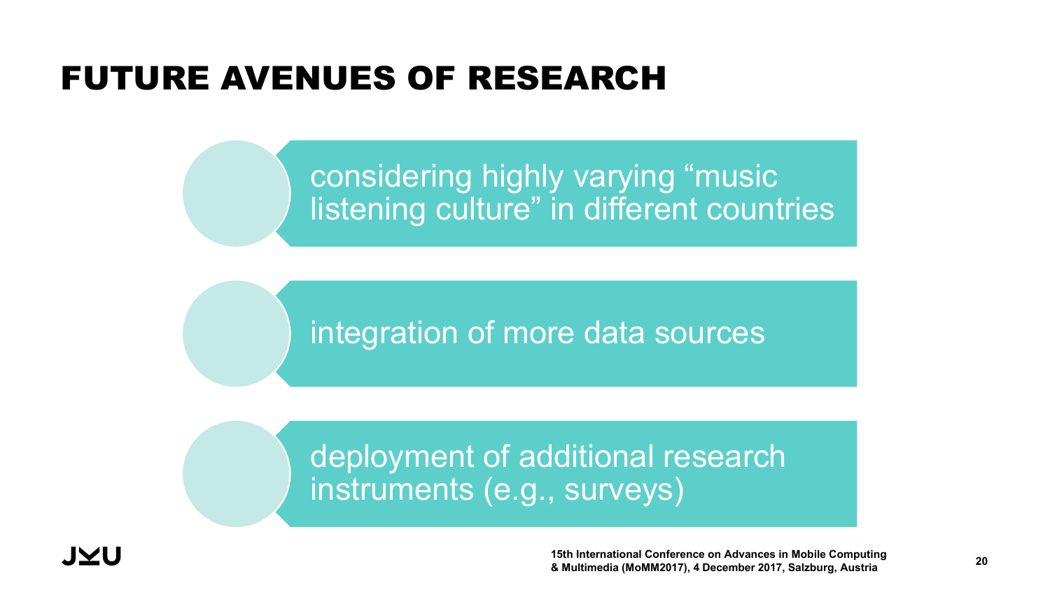# FUTURE AVENUES OF RESEARCH

- considering highly varying "music listening culture" in different countries
- integration of more data sources
- deployment of additional research instruments (e.g., surveys)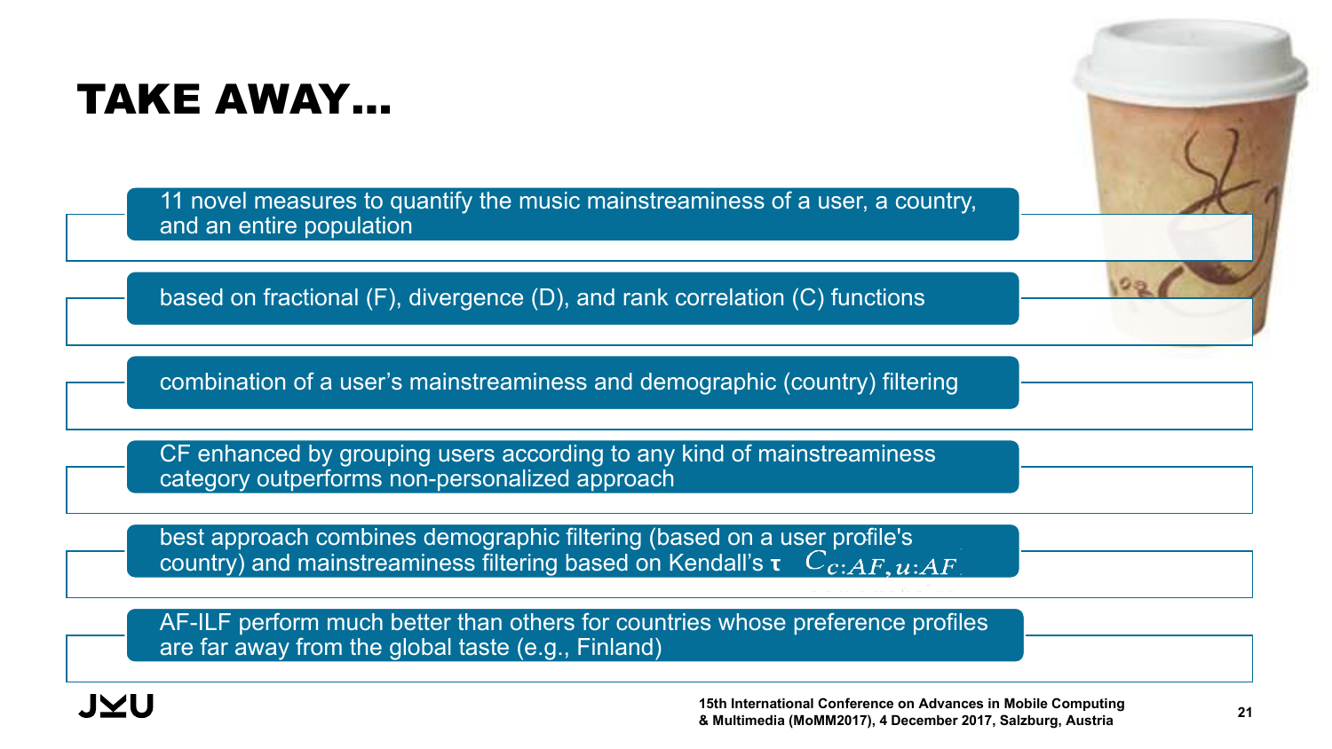# TAKE AWAY…

- 11 novel measures to quantify the music mainstreaminess of a user, a country, and an entire population
- based on fractional (F), divergence (D), and rank correlation (C) functions
- combination of a user's mainstreaminess and demographic (country) filtering
- CF enhanced by grouping users according to any kind of mainstreaminess category outperforms non-personalized approach
- best approach combines demographic filtering (based on a user profile's country) and mainstreaminess filtering based on Kendall's **τ** $C_{c:AF,u:AF}$
- AF-ILF perform much better than others for countries whose preference profiles are far away from the global taste (e.g., Finland)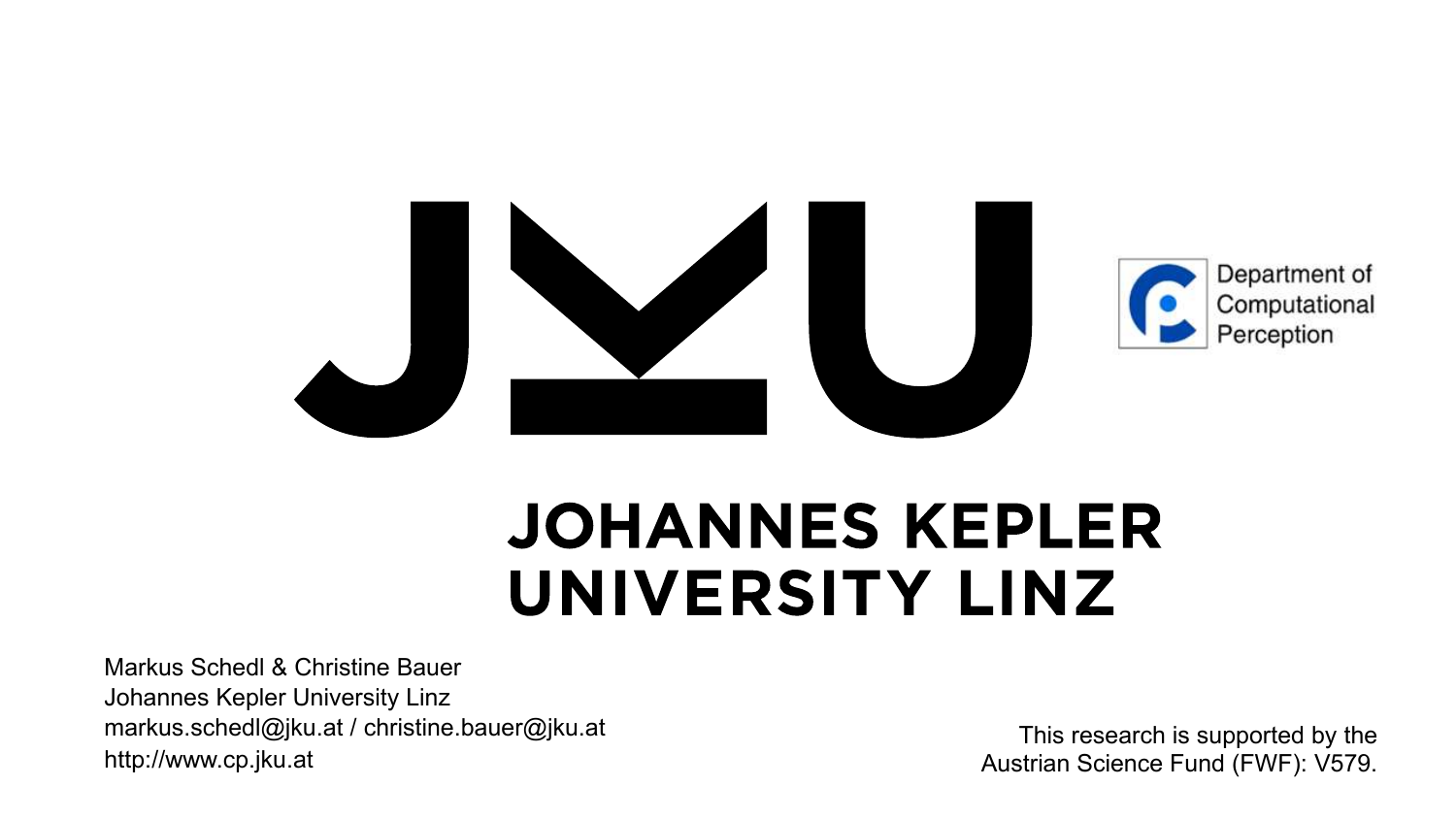JOHANNES KEPLER UNIVERSITY LINZ

Department of Computational Perception

Markus Schedl & Christine Bauer
Johannes Kepler University Linz
markus.schedl@jku.at / christine.bauer@jku.at
http://www.cp.jku.at

This research is supported by the Austrian Science Fund (FWF): V579.